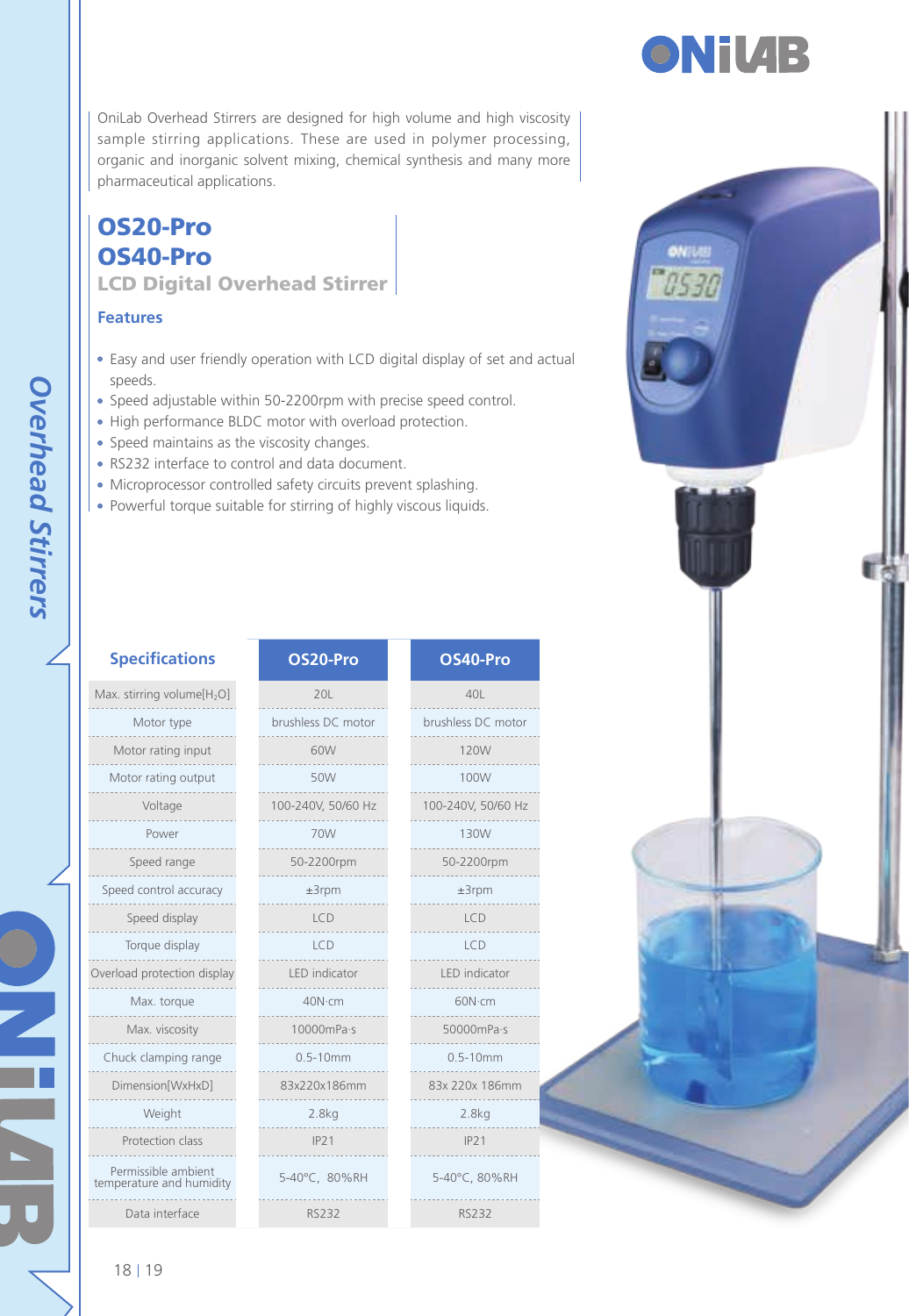OniLab Overhead Stirrers are designed for high volume and high viscosity sample stirring applications. These are used in polymer processing, organic and inorganic solvent mixing, chemical synthesis and many more pharmaceutical applications.

# OS20-Pro
# OS40-Pro
## LCD Digital Overhead Stirrer

### Features

- Easy and user friendly operation with LCD digital display of set and actual speeds.
- Speed adjustable within 50-2200rpm with precise speed control.
- High performance BLDC motor with overload protection.
- Speed maintains as the viscosity changes.
- RS232 interface to control and data document.
- Microprocessor controlled safety circuits prevent splashing.
- Powerful torque suitable for stirring of highly viscous liquids.

| Specifications | OS20-Pro | OS40-Pro |
| --- | --- | --- |
| Max. stirring volume[$H_2O$] | 20L | 40L |
| Motor type | brushless DC motor | brushless DC motor |
| Motor rating input | 60W | 120W |
| Motor rating output | 50W | 100W |
| Voltage | 100-240V, 50/60 Hz | 100-240V, 50/60 Hz |
| Power | 70W | 130W |
| Speed range | 50-2200rpm | 50-2200rpm |
| Speed control accuracy | ±3rpm | ±3rpm |
| Speed display | LCD | LCD |
| Torque display | LCD | LCD |
| Overload protection display | LED indicator | LED indicator |
| Max. torque | 40N·cm | 60N·cm |
| Max. viscosity | 10000mPa·s | 50000mPa·s |
| Chuck clamping range | 0.5-10mm | 0.5-10mm |
| Dimension[WxHxD] | 83x220x186mm | 83x 220x 186mm |
| Weight | 2.8kg | 2.8kg |
| Protection class | IP21 | IP21 |
| Permissible ambient temperature and humidity | 5-40°C, 80%RH | 5-40°C, 80%RH |
| Data interface | RS232 | RS232 |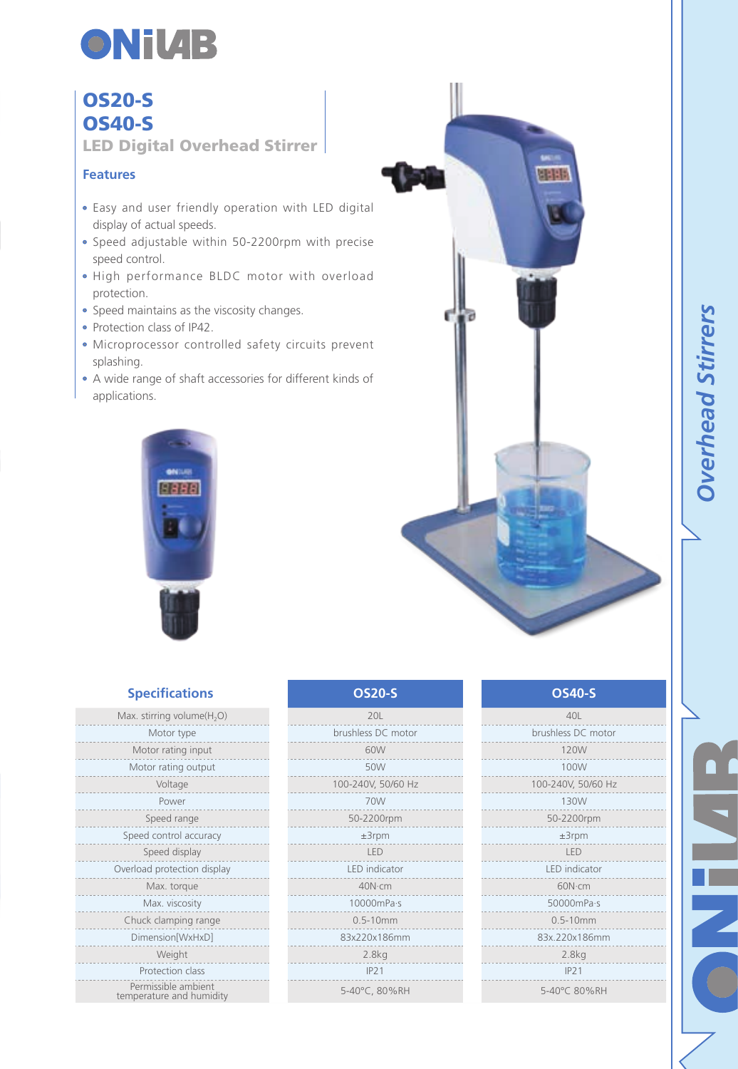# OS20-S
# OS40-S

## LED Digital Overhead Stirrer

### Features

- Easy and user friendly operation with LED digital display of actual speeds.
- Speed adjustable within 50-2200rpm with precise speed control.
- High performance BLDC motor with overload protection.
- Speed maintains as the viscosity changes.
- Protection class of IP42.
- Microprocessor controlled safety circuits prevent splashing.
- A wide range of shaft accessories for different kinds of applications.

### Specifications

| Specifications | OS20-S | OS40-S |
|---|---|---|
| Max. stirring volume($H_2O$) | 20L | 40L |
| Motor type | brushless DC motor | brushless DC motor |
| Motor rating input | 60W | 120W |
| Motor rating output | 50W | 100W |
| Voltage | 100-240V, 50/60 Hz | 100-240V, 50/60 Hz |
| Power | 70W | 130W |
| Speed range | 50-2200rpm | 50-2200rpm |
| Speed control accuracy | ±3rpm | ±3rpm |
| Speed display | LED | LED |
| Overload protection display | LED indicator | LED indicator |
| Max. torque | 40N·cm | 60N·cm |
| Max. viscosity | 10000mPa·s | 50000mPa·s |
| Chuck clamping range | 0.5-10mm | 0.5-10mm |
| Dimension[WxHxD] | 83x220x186mm | 83x.220x186mm |
| Weight | 2.8kg | 2.8kg |
| Protection class | IP21 | IP21 |
| Permissible ambient temperature and humidity | 5-40°C, 80%RH | 5-40°C 80%RH |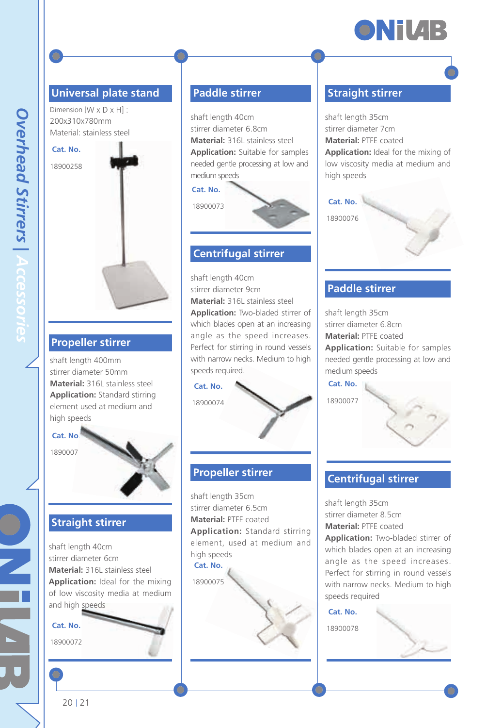# Overhead Stirrers | Accessories

## Universal plate stand

Dimension [W x D x H] : 200x310x780mm
Material: stainless steel

**Cat. No.**

18900258

## Propeller stirrer

shaft length 400mm
stirrer diameter 50mm
**Material:** 316L stainless steel
**Application:** Standard stirring element used at medium and high speeds

**Cat. No**

1890007

## Straight stirrer

shaft length 40cm
stirrer diameter 6cm
**Material:** 316L stainless steel
**Application:** Ideal for the mixing of low viscosity media at medium and high speeds

**Cat. No.**

18900072

## Paddle stirrer

shaft length 40cm
stirrer diameter 6.8cm
**Material:** 316L stainless steel
**Application:** Suitable for samples needed gentle processing at low and medium speeds

**Cat. No.**

18900073

## Centrifugal stirrer

shaft length 40cm
stirrer diameter 9cm
**Material:** 316L stainless steel
**Application:** Two-bladed stirrer of which blades open at an increasing angle as the speed increases. Perfect for stirring in round vessels with narrow necks. Medium to high speeds required.

**Cat. No.**

18900074

## Propeller stirrer

shaft length 35cm
stirrer diameter 6.5cm
**Material:** PTFE coated
**Application:** Standard stirring element, used at medium and high speeds

**Cat. No.**

18900075

## Straight stirrer

shaft length 35cm
stirrer diameter 7cm
**Material:** PTFE coated
**Application:** Ideal for the mixing of low viscosity media at medium and high speeds

**Cat. No.**

18900076

## Paddle stirrer

shaft length 35cm
stirrer diameter 6.8cm
**Material:** PTFE coated
**Application:** Suitable for samples needed gentle processing at low and medium speeds

**Cat. No.**

18900077

## Centrifugal stirrer

shaft length 35cm
stirrer diameter 8.5cm
**Material:** PTFE coated
**Application:** Two-bladed stirrer of which blades open at an increasing angle as the speed increases. Perfect for stirring in round vessels with narrow necks. Medium to high speeds required

**Cat. No.**

18900078